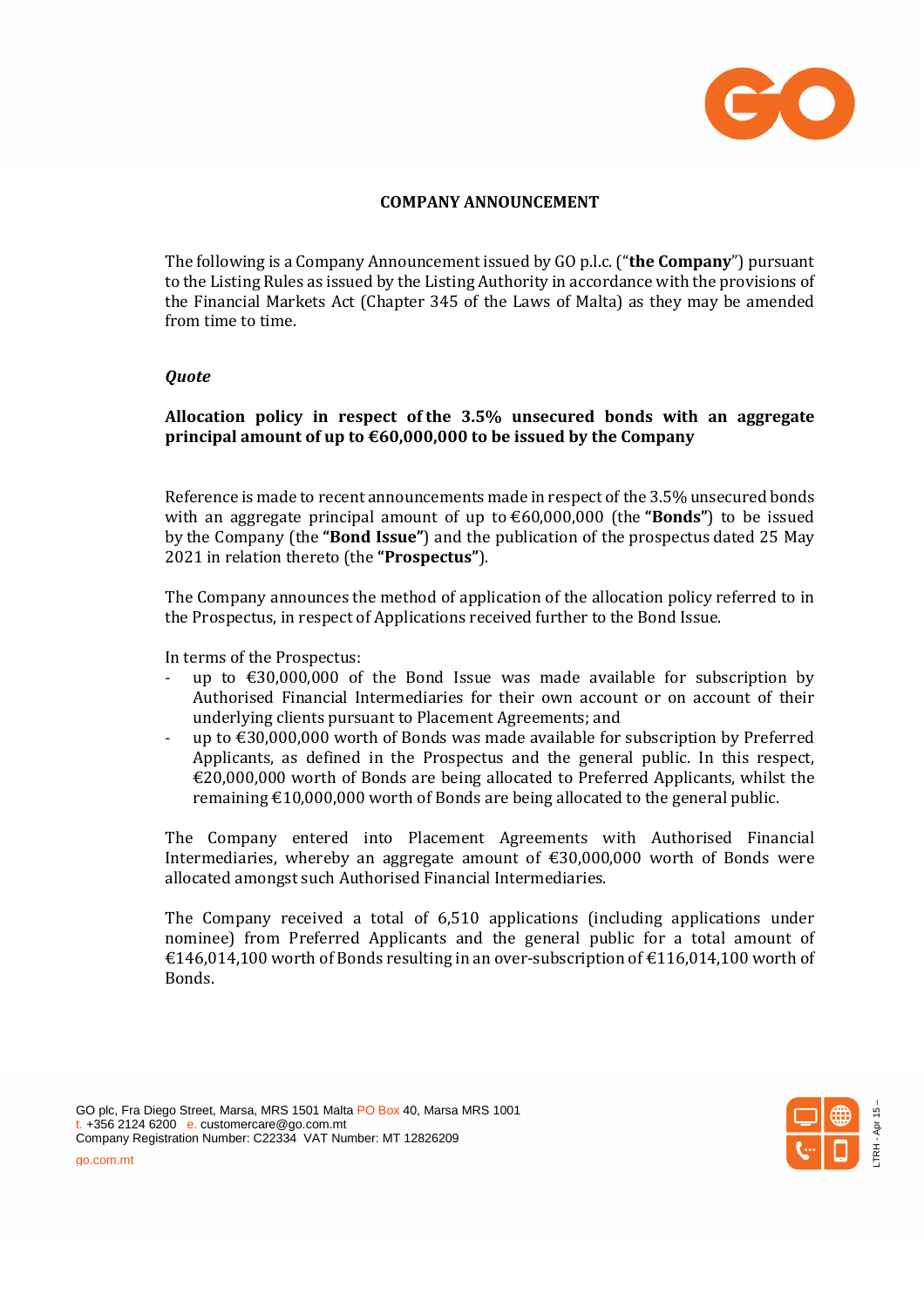**COMPANY ANNOUNCEMENT**

The following is a Company Announcement issued by GO p.l.c. ("**the Company**") pursuant to the Listing Rules as issued by the Listing Authority in accordance with the provisions of the Financial Markets Act (Chapter 345 of the Laws of Malta) as they may be amended from time to time.

***Quote***

**Allocation policy in respect of the 3.5% unsecured bonds with an aggregate principal amount of up to €60,000,000 to be issued by the Company**

Reference is made to recent announcements made in respect of the 3.5% unsecured bonds with an aggregate principal amount of up to €60,000,000 (the **"Bonds"**) to be issued by the Company (the **"Bond Issue"**) and the publication of the prospectus dated 25 May 2021 in relation thereto (the **"Prospectus"**).

The Company announces the method of application of the allocation policy referred to in the Prospectus, in respect of Applications received further to the Bond Issue.

In terms of the Prospectus:

- up to €30,000,000 of the Bond Issue was made available for subscription by Authorised Financial Intermediaries for their own account or on account of their underlying clients pursuant to Placement Agreements; and
- up to €30,000,000 worth of Bonds was made available for subscription by Preferred Applicants, as defined in the Prospectus and the general public. In this respect, €20,000,000 worth of Bonds are being allocated to Preferred Applicants, whilst the remaining €10,000,000 worth of Bonds are being allocated to the general public.

The Company entered into Placement Agreements with Authorised Financial Intermediaries, whereby an aggregate amount of €30,000,000 worth of Bonds were allocated amongst such Authorised Financial Intermediaries.

The Company received a total of 6,510 applications (including applications under nominee) from Preferred Applicants and the general public for a total amount of €146,014,100 worth of Bonds resulting in an over-subscription of €116,014,100 worth of Bonds.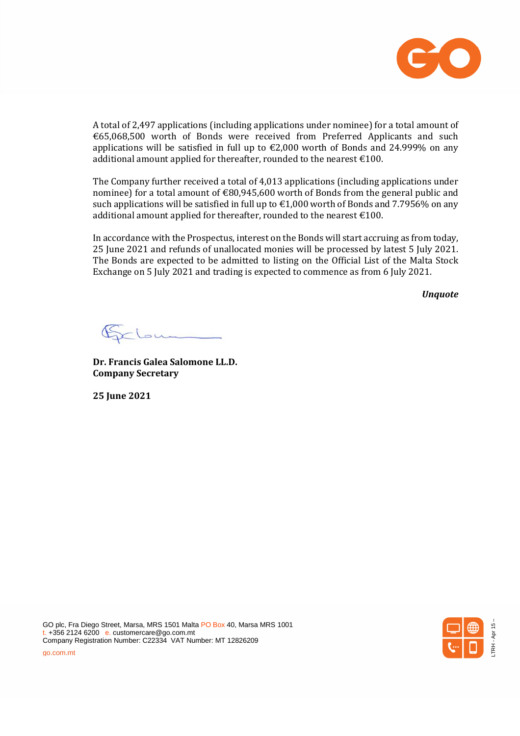A total of 2,497 applications (including applications under nominee) for a total amount of €65,068,500 worth of Bonds were received from Preferred Applicants and such applications will be satisfied in full up to €2,000 worth of Bonds and 24.999% on any additional amount applied for thereafter, rounded to the nearest €100.

The Company further received a total of 4,013 applications (including applications under nominee) for a total amount of €80,945,600 worth of Bonds from the general public and such applications will be satisfied in full up to €1,000 worth of Bonds and 7.7956% on any additional amount applied for thereafter, rounded to the nearest €100.

In accordance with the Prospectus, interest on the Bonds will start accruing as from today, 25 June 2021 and refunds of unallocated monies will be processed by latest 5 July 2021. The Bonds are expected to be admitted to listing on the Official List of the Malta Stock Exchange on 5 July 2021 and trading is expected to commence as from 6 July 2021.

***Unquote***

**Dr. Francis Galea Salomone LL.D.**
**Company Secretary**

**25 June 2021**

GO plc, Fra Diego Street, Marsa, MRS 1501 Malta PO Box 40, Marsa MRS 1001
t. +356 2124 6200 e. customercare@go.com.mt
Company Registration Number: C22334 VAT Number: MT 12826209

go.com.mt